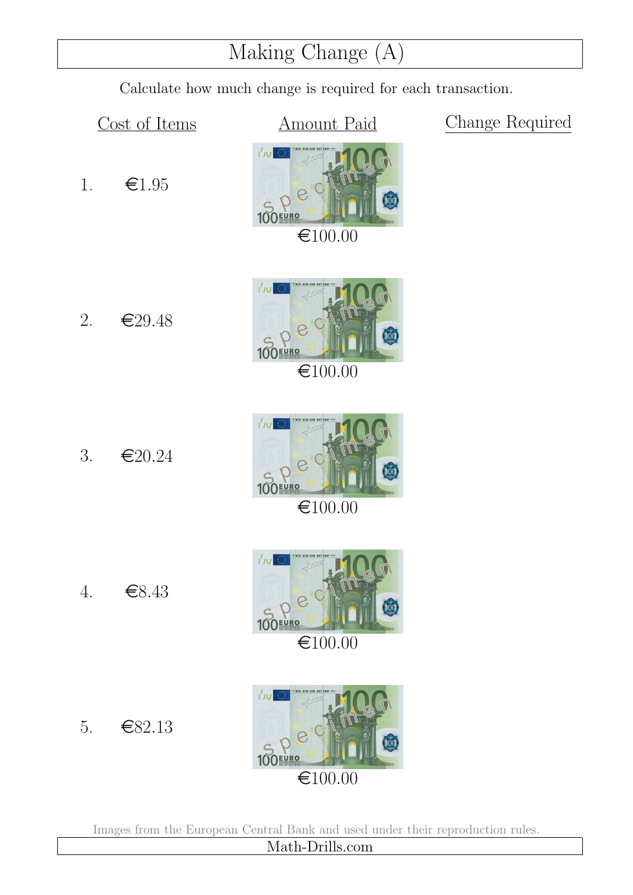# Making Change (A)

Calculate how much change is required for each transaction.

| | Cost of Items | Amount Paid | Change Required |
|---|---|---|---|
| 1. | €1.95 | €100.00 | |
| 2. | €29.48 | €100.00 | |
| 3. | €20.24 | €100.00 | |
| 4. | €8.43 | €100.00 | |
| 5. | €82.13 | €100.00 | |

Images from the European Central Bank and used under their reproduction rules.

Math-Drills.com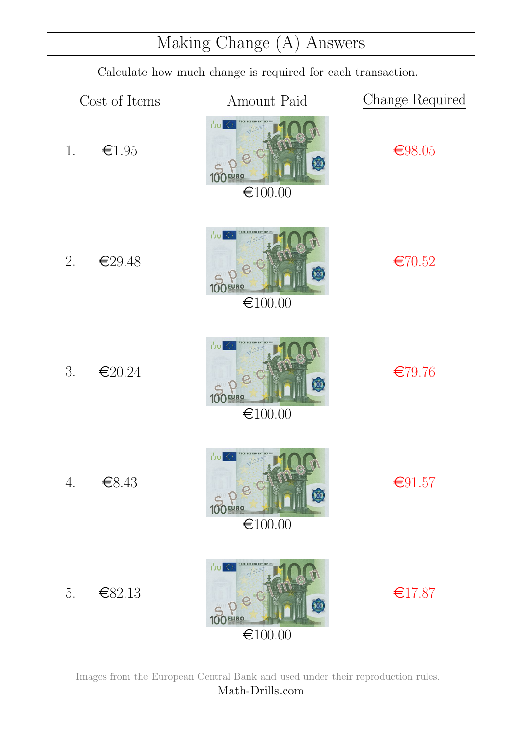# Making Change (A) Answers

Calculate how much change is required for each transaction.

| | Cost of Items | Amount Paid | Change Required |
|---|---|---|---|
| 1. | €1.95 | €100.00 | €98.05 |
| 2. | €29.48 | €100.00 | €70.52 |
| 3. | €20.24 | €100.00 | €79.76 |
| 4. | €8.43 | €100.00 | €91.57 |
| 5. | €82.13 | €100.00 | €17.87 |

Images from the European Central Bank and used under their reproduction rules.

Math-Drills.com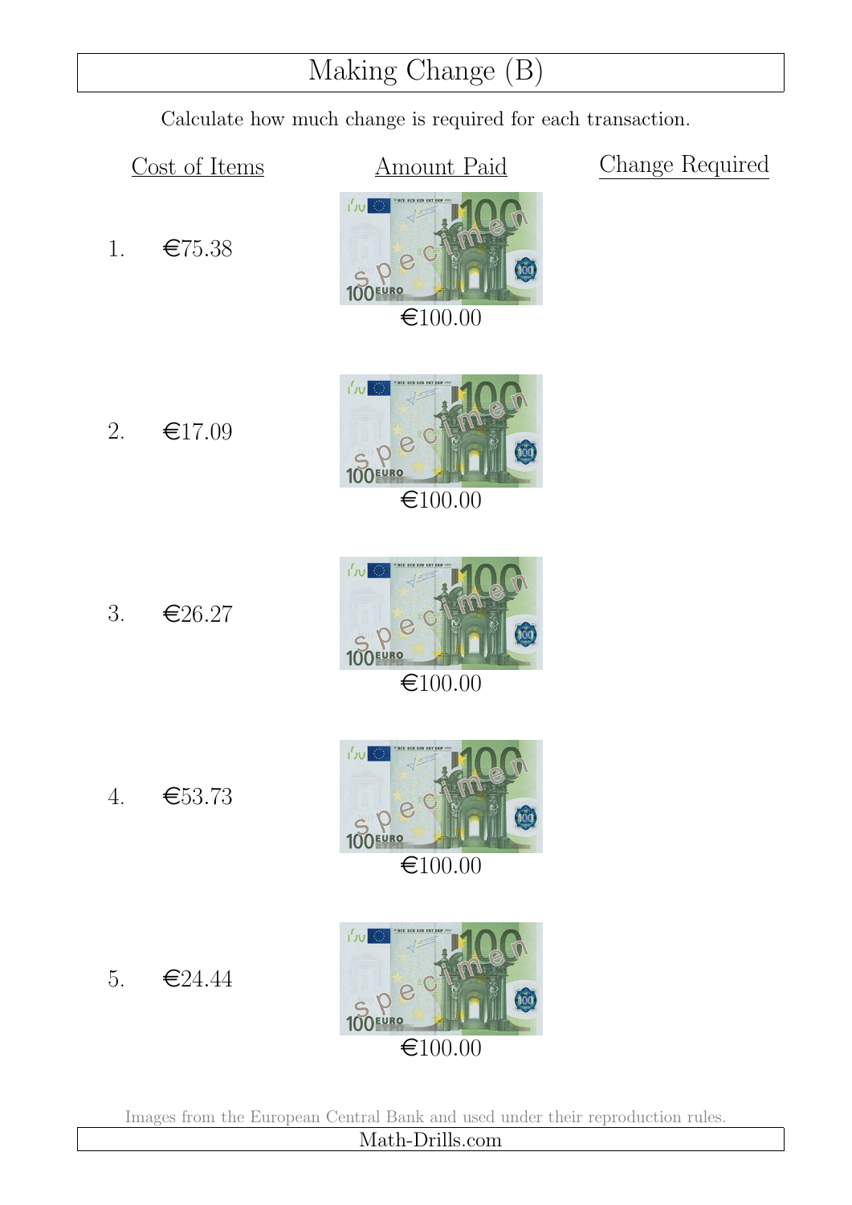# Making Change (B)

Calculate how much change is required for each transaction.

| | Cost of Items | Amount Paid | Change Required |
|---|---|---|---|
| 1. | €75.38 | €100.00 | |
| 2. | €17.09 | €100.00 | |
| 3. | €26.27 | €100.00 | |
| 4. | €53.73 | €100.00 | |
| 5. | €24.44 | €100.00 | |

Images from the European Central Bank and used under their reproduction rules.

Math-Drills.com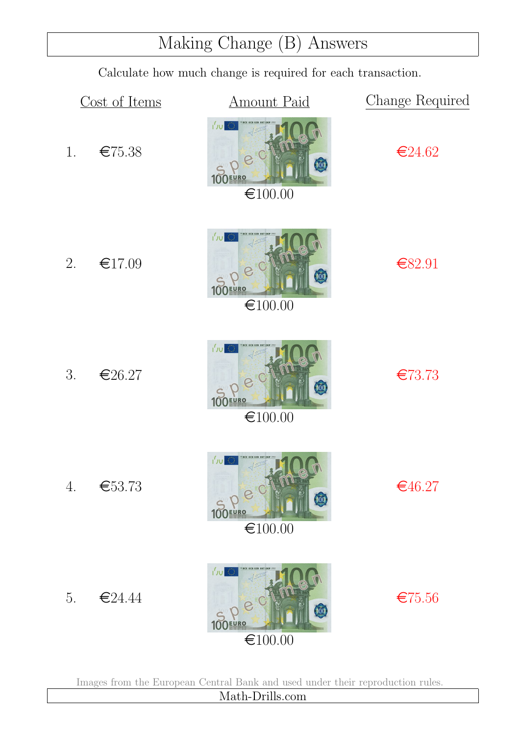# Making Change (B) Answers

Calculate how much change is required for each transaction.

| | Cost of Items | Amount Paid | Change Required |
|---|---|---|---|
| 1. | €75.38 | €100.00 | €24.62 |
| 2. | €17.09 | €100.00 | €82.91 |
| 3. | €26.27 | €100.00 | €73.73 |
| 4. | €53.73 | €100.00 | €46.27 |
| 5. | €24.44 | €100.00 | €75.56 |

Images from the European Central Bank and used under their reproduction rules.

Math-Drills.com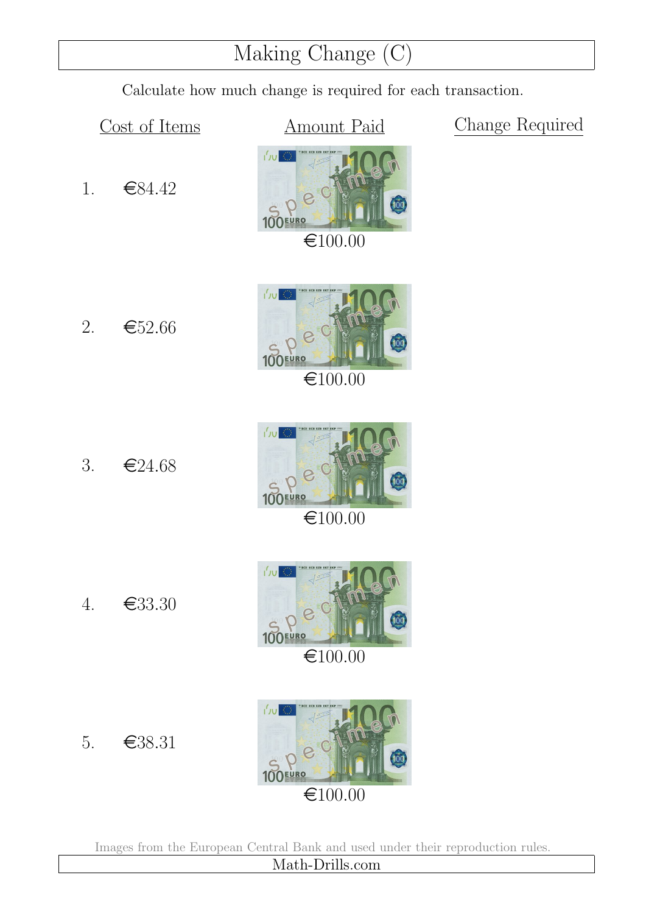# Making Change (C)

Calculate how much change is required for each transaction.

| | Cost of Items | Amount Paid | Change Required |
|---|---|---|---|
| 1. | €84.42 | €100.00 | |
| 2. | €52.66 | €100.00 | |
| 3. | €24.68 | €100.00 | |
| 4. | €33.30 | €100.00 | |
| 5. | €38.31 | €100.00 | |

Images from the European Central Bank and used under their reproduction rules.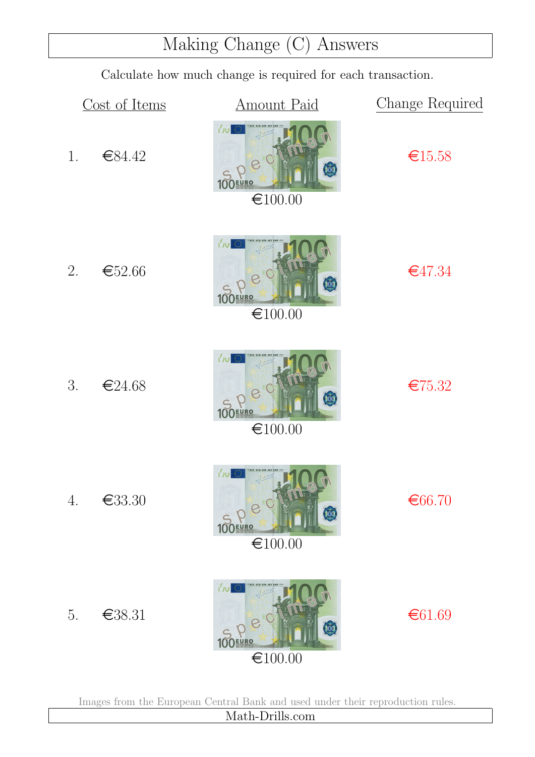# Making Change (C) Answers

Calculate how much change is required for each transaction.

| | Cost of Items | Amount Paid | Change Required |
|---|---|---|---|
| 1. | €84.42 | €100.00 | €15.58 |
| 2. | €52.66 | €100.00 | €47.34 |
| 3. | €24.68 | €100.00 | €75.32 |
| 4. | €33.30 | €100.00 | €66.70 |
| 5. | €38.31 | €100.00 | €61.69 |

Images from the European Central Bank and used under their reproduction rules.

Math-Drills.com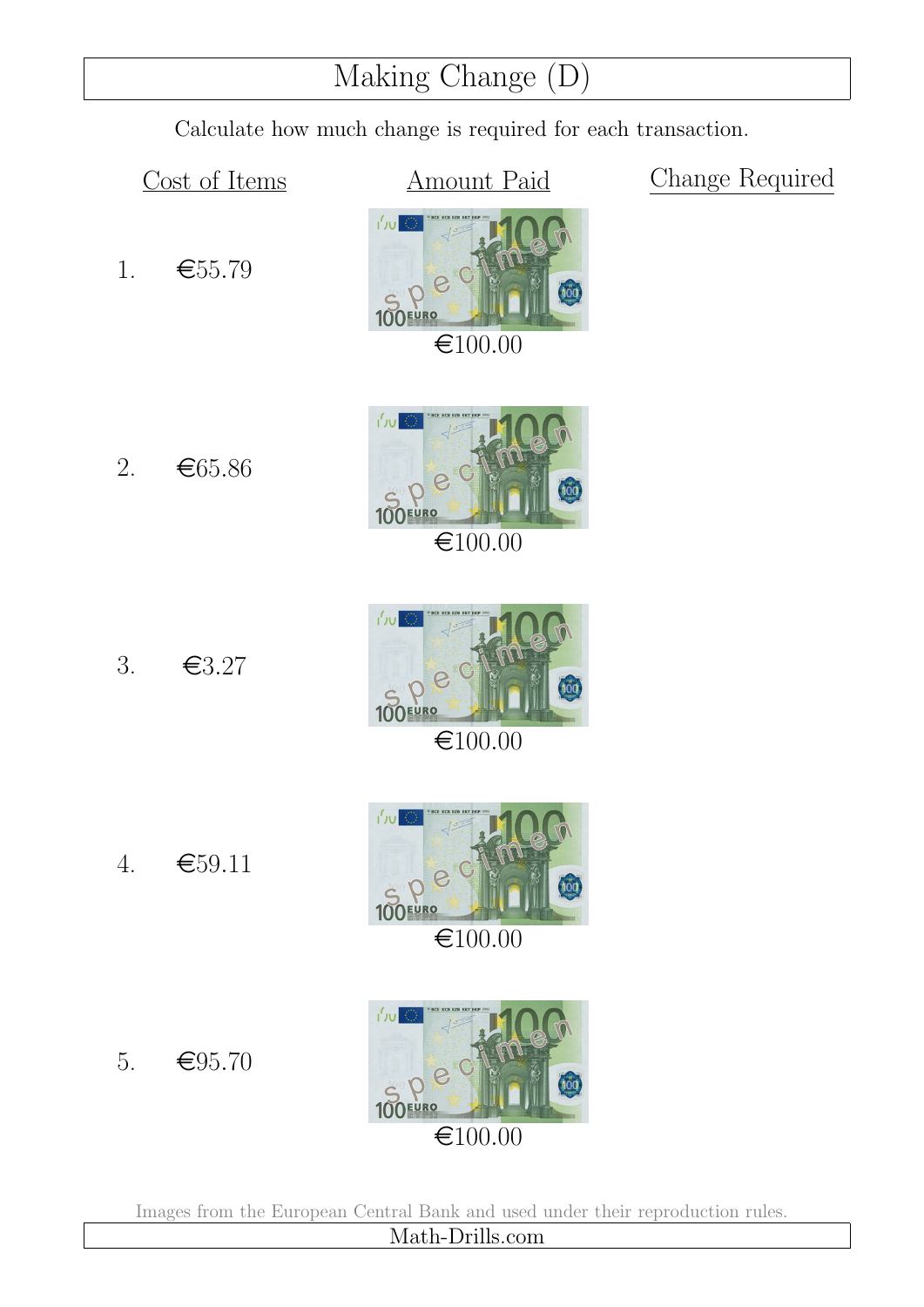# Making Change (D)

Calculate how much change is required for each transaction.

| | Cost of Items | Amount Paid | Change Required |
|---|---|---|---|
| 1. | €55.79 | €100.00 | |
| 2. | €65.86 | €100.00 | |
| 3. | €3.27 | €100.00 | |
| 4. | €59.11 | €100.00 | |
| 5. | €95.70 | €100.00 | |

Images from the European Central Bank and used under their reproduction rules.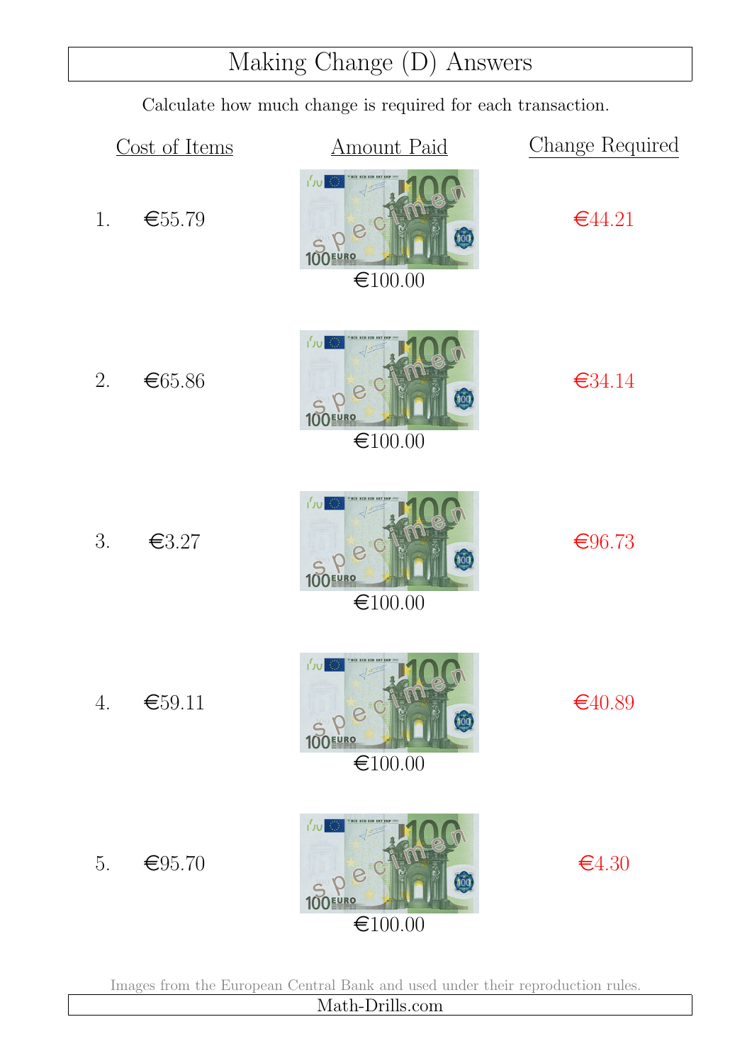# Making Change (D) Answers

Calculate how much change is required for each transaction.

| | Cost of Items | Amount Paid | Change Required |
|---|---|---|---|
| 1. | €55.79 | €100.00 | €44.21 |
| 2. | €65.86 | €100.00 | €34.14 |
| 3. | €3.27 | €100.00 | €96.73 |
| 4. | €59.11 | €100.00 | €40.89 |
| 5. | €95.70 | €100.00 | €4.30 |

Images from the European Central Bank and used under their reproduction rules.

Math-Drills.com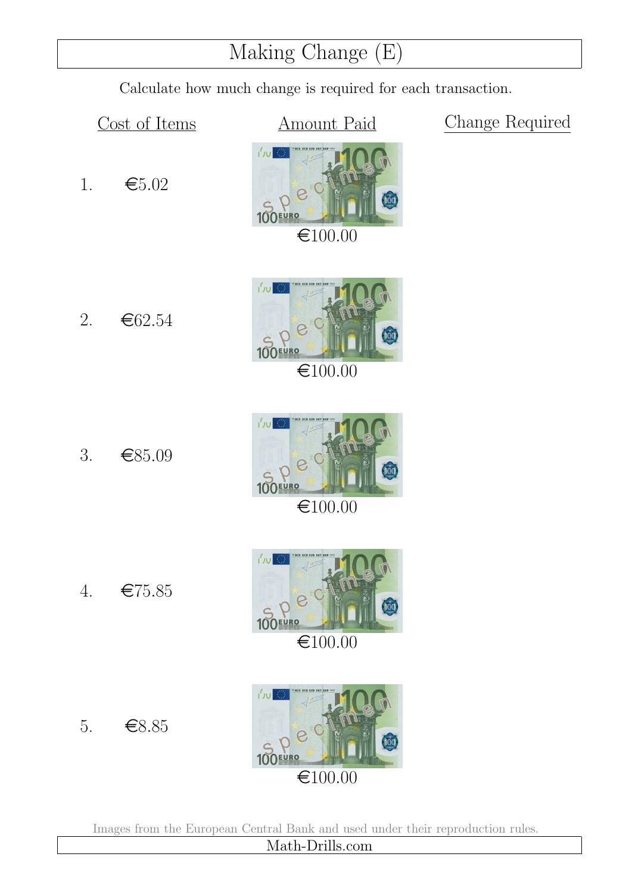# Making Change (E)

Calculate how much change is required for each transaction.

| | Cost of Items | Amount Paid | Change Required |
|---|---|---|---|
| 1. | €5.02 | €100.00 | |
| 2. | €62.54 | €100.00 | |
| 3. | €85.09 | €100.00 | |
| 4. | €75.85 | €100.00 | |
| 5. | €8.85 | €100.00 | |

Images from the European Central Bank and used under their reproduction rules.

Math-Drills.com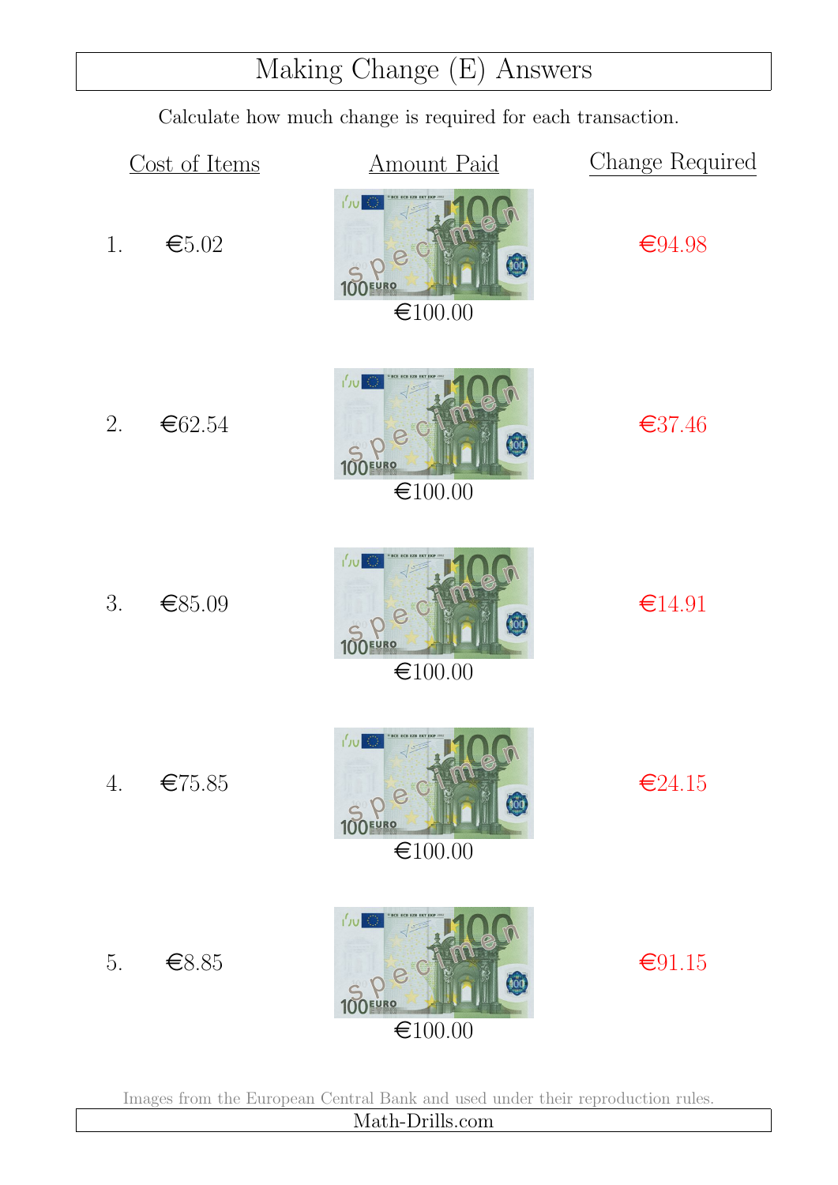# Making Change (E) Answers

Calculate how much change is required for each transaction.

| | Cost of Items | Amount Paid | Change Required |
|---|---|---|---|
| 1. | €5.02 | €100.00 | €94.98 |
| 2. | €62.54 | €100.00 | €37.46 |
| 3. | €85.09 | €100.00 | €14.91 |
| 4. | €75.85 | €100.00 | €24.15 |
| 5. | €8.85 | €100.00 | €91.15 |

Images from the European Central Bank and used under their reproduction rules.

Math-Drills.com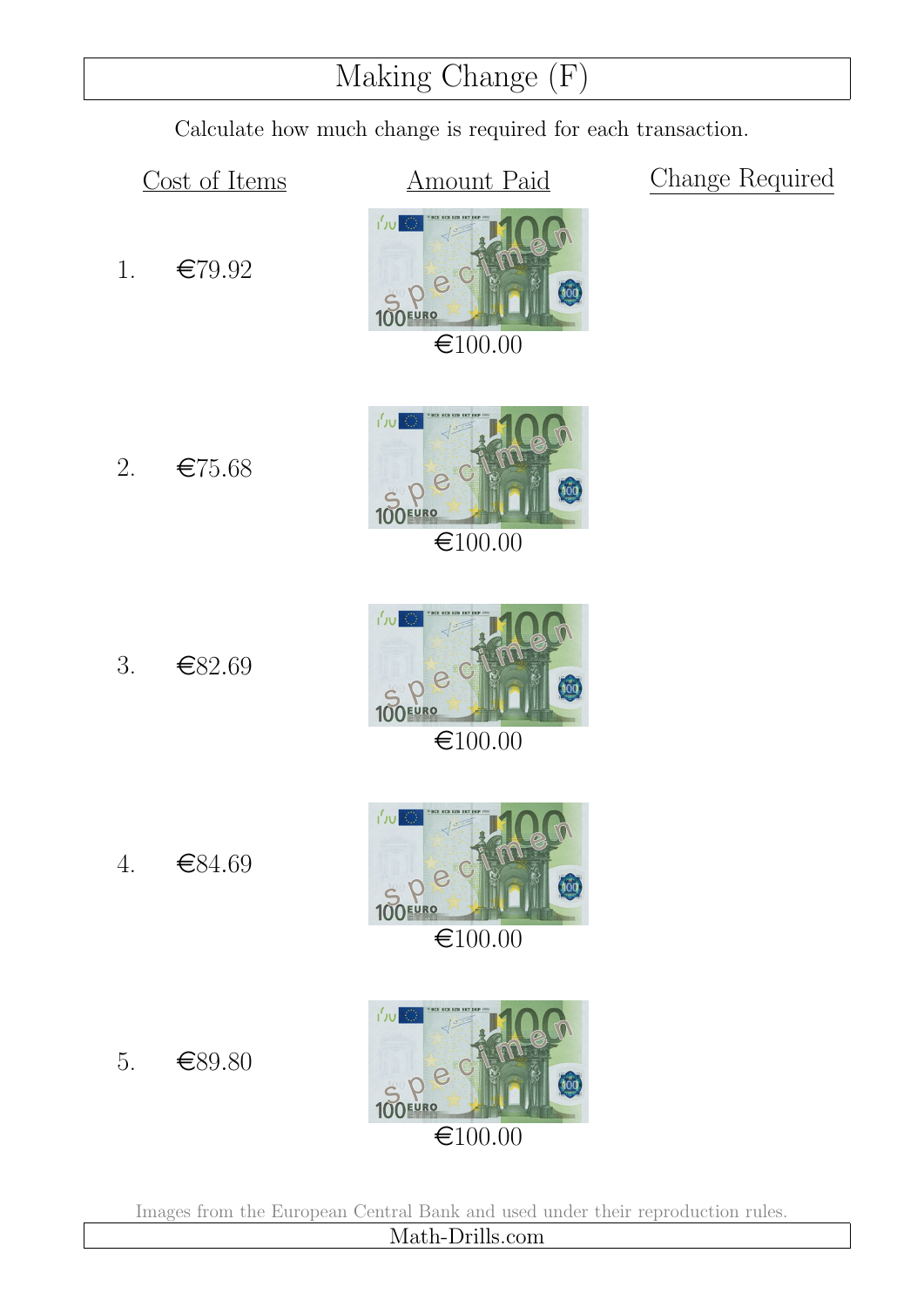# Making Change (F)

Calculate how much change is required for each transaction.

| | Cost of Items | Amount Paid | Change Required |
|---|---|---|---|
| 1. | €79.92 | €100.00 | |
| 2. | €75.68 | €100.00 | |
| 3. | €82.69 | €100.00 | |
| 4. | €84.69 | €100.00 | |
| 5. | €89.80 | €100.00 | |

Images from the European Central Bank and used under their reproduction rules.

Math-Drills.com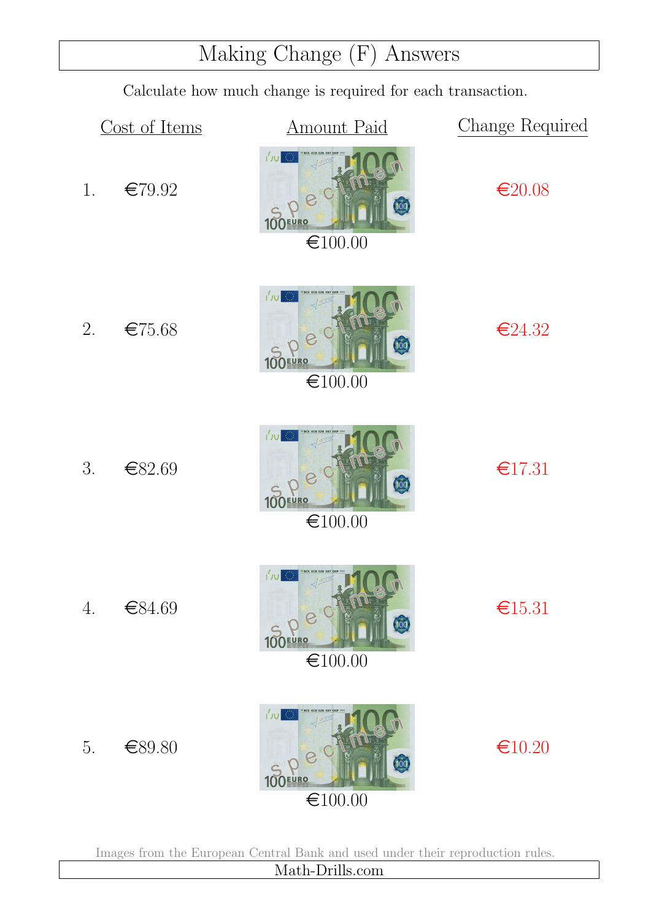# Making Change (F) Answers

Calculate how much change is required for each transaction.

| | Cost of Items | Amount Paid | Change Required |
|---|---|---|---|
| 1. | €79.92 | €100.00 | €20.08 |
| 2. | €75.68 | €100.00 | €24.32 |
| 3. | €82.69 | €100.00 | €17.31 |
| 4. | €84.69 | €100.00 | €15.31 |
| 5. | €89.80 | €100.00 | €10.20 |

Images from the European Central Bank and used under their reproduction rules.

Math-Drills.com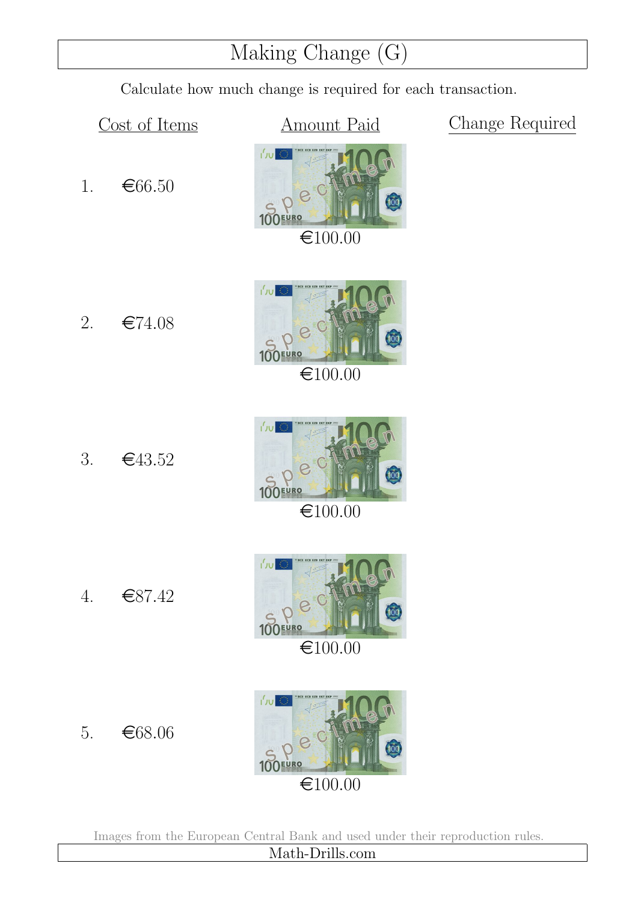# Making Change (G)

Calculate how much change is required for each transaction.

| | Cost of Items | Amount Paid | Change Required |
|---|---|---|---|
| 1. | €66.50 | €100.00 | |
| 2. | €74.08 | €100.00 | |
| 3. | €43.52 | €100.00 | |
| 4. | €87.42 | €100.00 | |
| 5. | €68.06 | €100.00 | |

Images from the European Central Bank and used under their reproduction rules.

Math-Drills.com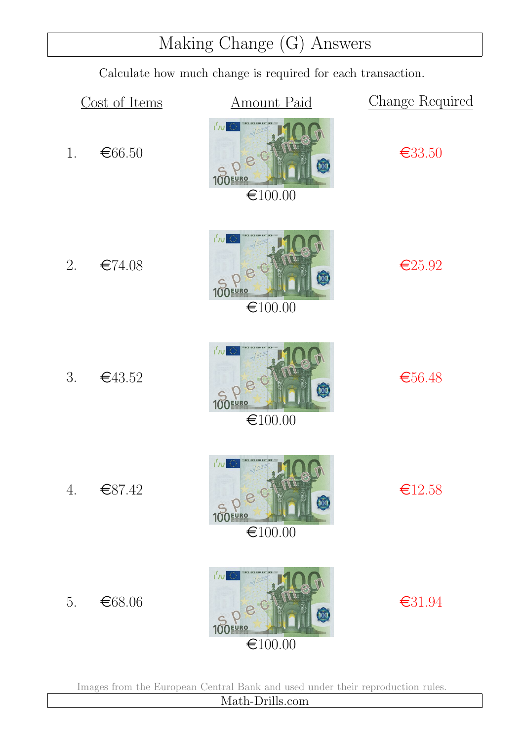# Making Change (G) Answers

Calculate how much change is required for each transaction.

| | Cost of Items | Amount Paid | Change Required |
|---|---|---|---|
| 1. | €66.50 | €100.00 | €33.50 |
| 2. | €74.08 | €100.00 | €25.92 |
| 3. | €43.52 | €100.00 | €56.48 |
| 4. | €87.42 | €100.00 | €12.58 |
| 5. | €68.06 | €100.00 | €31.94 |

Images from the European Central Bank and used under their reproduction rules.

Math-Drills.com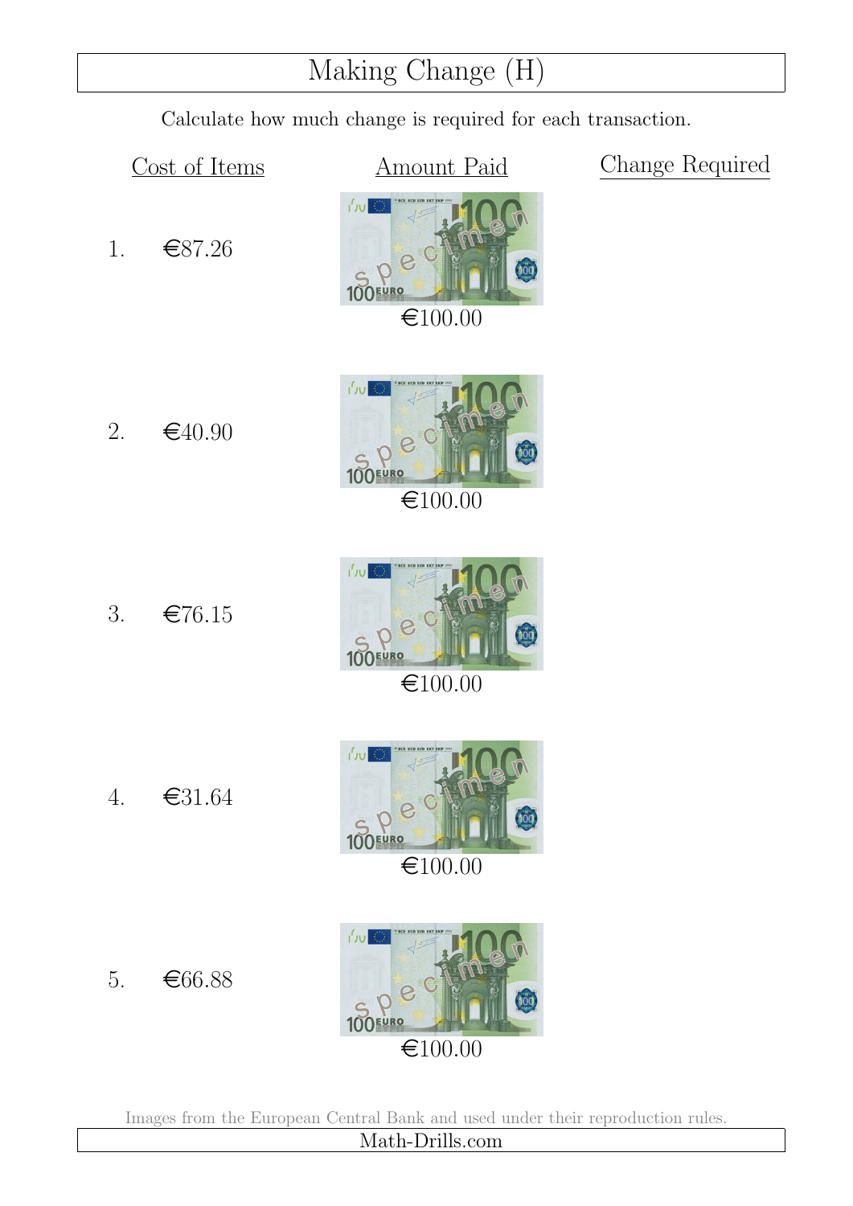# Making Change (H)

Calculate how much change is required for each transaction.

| | Cost of Items | Amount Paid | Change Required |
|---|---|---|---|
| 1. | €87.26 | €100.00 | |
| 2. | €40.90 | €100.00 | |
| 3. | €76.15 | €100.00 | |
| 4. | €31.64 | €100.00 | |
| 5. | €66.88 | €100.00 | |

Images from the European Central Bank and used under their reproduction rules.

Math-Drills.com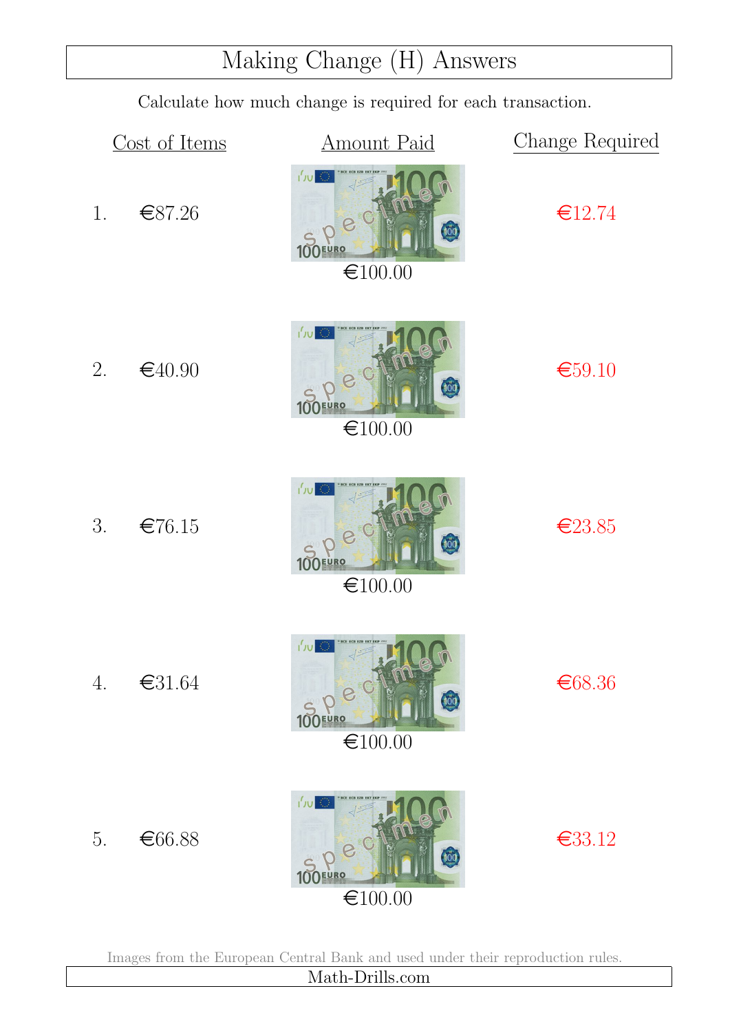# Making Change (H) Answers

Calculate how much change is required for each transaction.

| | Cost of Items | Amount Paid | Change Required |
|---|---|---|---|
| 1. | €87.26 | €100.00 | €12.74 |
| 2. | €40.90 | €100.00 | €59.10 |
| 3. | €76.15 | €100.00 | €23.85 |
| 4. | €31.64 | €100.00 | €68.36 |
| 5. | €66.88 | €100.00 | €33.12 |

Images from the European Central Bank and used under their reproduction rules.

Math-Drills.com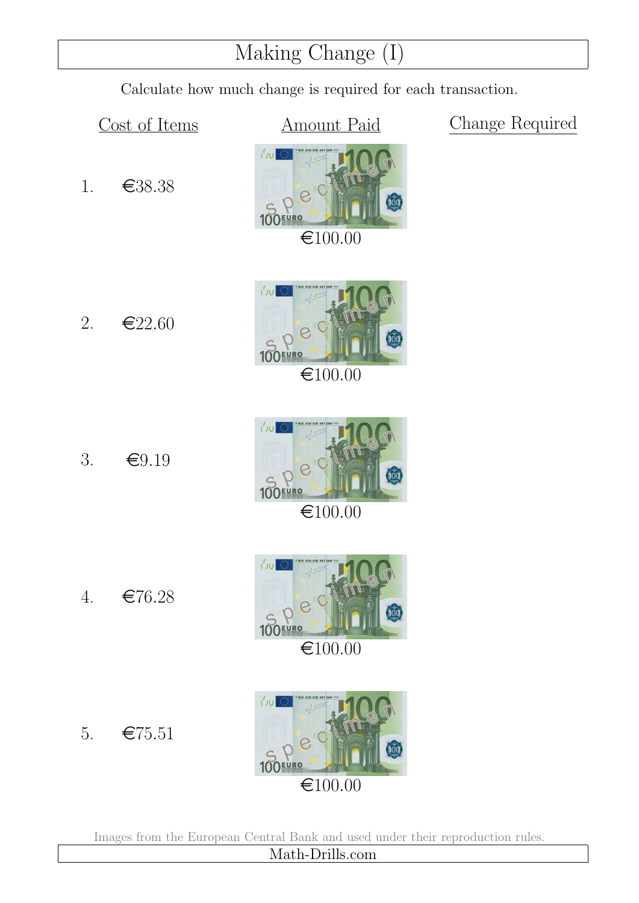# Making Change (I)

Calculate how much change is required for each transaction.

| | Cost of Items | Amount Paid | Change Required |
|---|---|---|---|
| 1. | €38.38 | €100.00 | |
| 2. | €22.60 | €100.00 | |
| 3. | €9.19 | €100.00 | |
| 4. | €76.28 | €100.00 | |
| 5. | €75.51 | €100.00 | |

Images from the European Central Bank and used under their reproduction rules.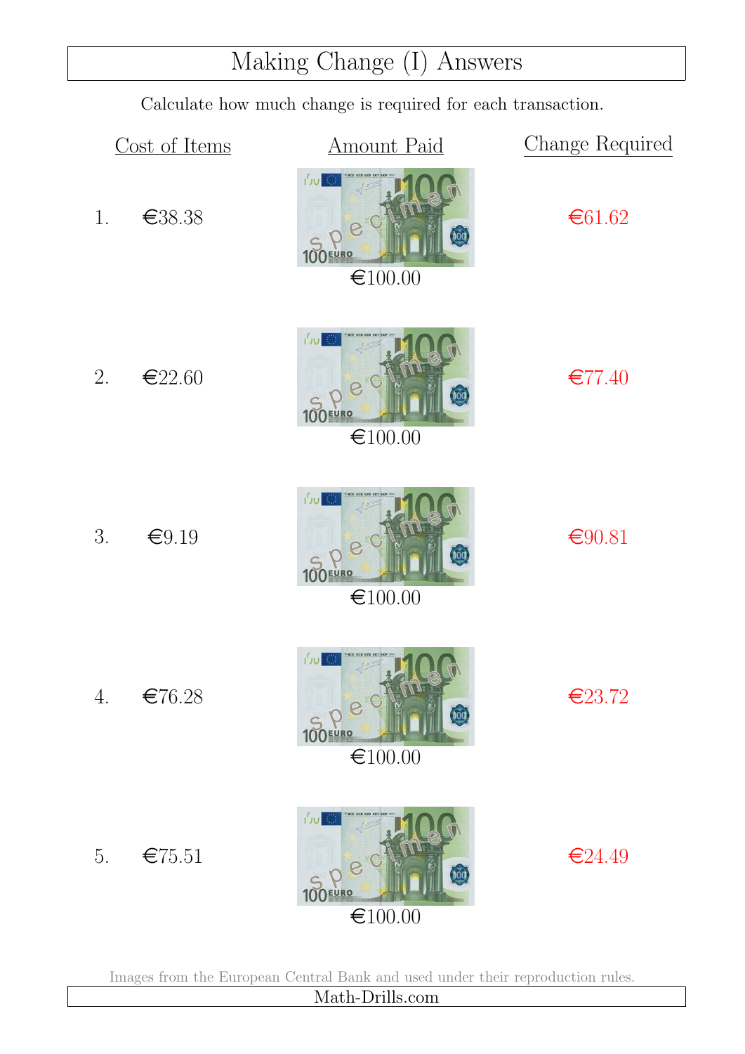# Making Change (I) Answers

Calculate how much change is required for each transaction.

| | Cost of Items | Amount Paid | Change Required |
|---|---|---|---|
| 1. | €38.38 | €100.00 | €61.62 |
| 2. | €22.60 | €100.00 | €77.40 |
| 3. | €9.19 | €100.00 | €90.81 |
| 4. | €76.28 | €100.00 | €23.72 |
| 5. | €75.51 | €100.00 | €24.49 |

Images from the European Central Bank and used under their reproduction rules.

Math-Drills.com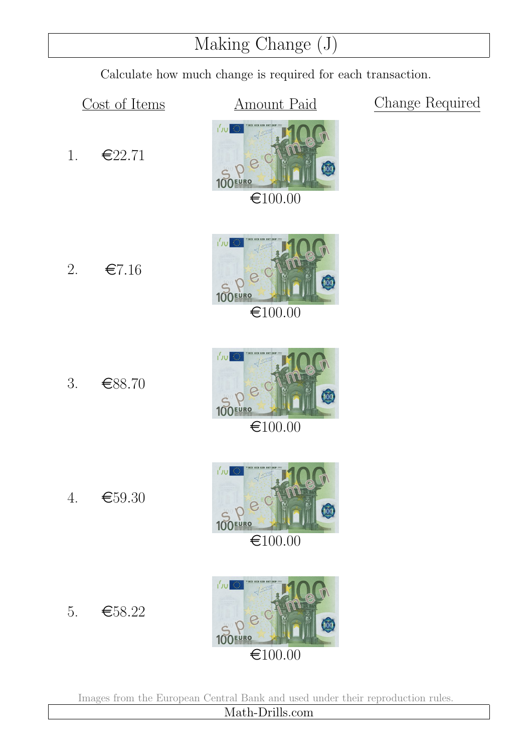# Making Change (J)

Calculate how much change is required for each transaction.

| | Cost of Items | Amount Paid | Change Required |
|---|---|---|---|
| 1. | €22.71 | €100.00 | |
| 2. | €7.16 | €100.00 | |
| 3. | €88.70 | €100.00 | |
| 4. | €59.30 | €100.00 | |
| 5. | €58.22 | €100.00 | |

Images from the European Central Bank and used under their reproduction rules.

Math-Drills.com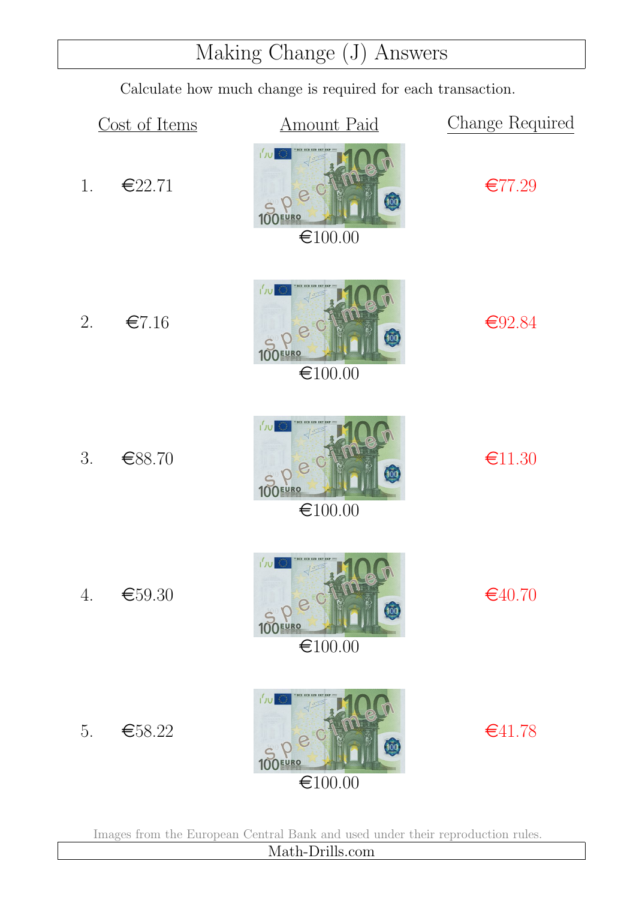# Making Change (J) Answers

Calculate how much change is required for each transaction.

| | Cost of Items | Amount Paid | Change Required |
|---|---|---|---|
| 1. | €22.71 | €100.00 | €77.29 |
| 2. | €7.16 | €100.00 | €92.84 |
| 3. | €88.70 | €100.00 | €11.30 |
| 4. | €59.30 | €100.00 | €40.70 |
| 5. | €58.22 | €100.00 | €41.78 |

Images from the European Central Bank and used under their reproduction rules.

Math-Drills.com